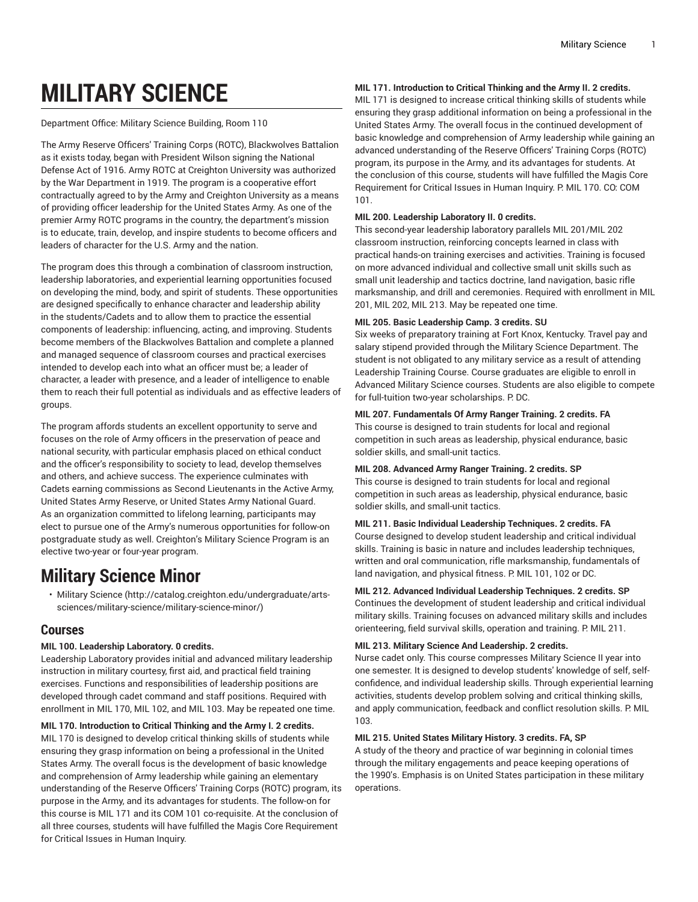# MILITARY SCIENCE

Department Office: Military Science Building, Room 110

The Army Reserve Officers' Training Corps (ROTC), Blackwolves Battalion as it exists today, began with President Wilson signing the National Defense Act of 1916. Army ROTC at Creighton University was authorized by the War Department in 1919. The program is a cooperative effort contractually agreed to by the Army and Creighton University as a means of providing officer leadership for the United States Army. As one of the premier Army ROTC programs in the country, the department's mission is to educate, train, develop, and inspire students to become officers and leaders of character for the U.S. Army and the nation.

The program does this through a combination of classroom instruction, leadership laboratories, and experiential learning opportunities focused on developing the mind, body, and spirit of students. These opportunities are designed specifically to enhance character and leadership ability in the students/Cadets and to allow them to practice the essential components of leadership: influencing, acting, and improving. Students become members of the Blackwolves Battalion and complete a planned and managed sequence of classroom courses and practical exercises intended to develop each into what an officer must be; a leader of character, a leader with presence, and a leader of intelligence to enable them to reach their full potential as individuals and as effective leaders of groups.

The program affords students an excellent opportunity to serve and focuses on the role of Army officers in the preservation of peace and national security, with particular emphasis placed on ethical conduct and the officer's responsibility to society to lead, develop themselves and others, and achieve success. The experience culminates with Cadets earning commissions as Second Lieutenants in the Active Army, United States Army Reserve, or United States Army National Guard. As an organization committed to lifelong learning, participants may elect to pursue one of the Army's numerous opportunities for follow-on postgraduate study as well. Creighton's Military Science Program is an elective two-year or four-year program.

## Military Science Minor

- Military Science (http://catalog.creighton.edu/undergraduate/arts-sciences/military-science/military-science-minor/)

### Courses

**MIL 100. Leadership Laboratory. 0 credits.**
Leadership Laboratory provides initial and advanced military leadership instruction in military courtesy, first aid, and practical field training exercises. Functions and responsibilities of leadership positions are developed through cadet command and staff positions. Required with enrollment in MIL 170, MIL 102, and MIL 103. May be repeated one time.

**MIL 170. Introduction to Critical Thinking and the Army I. 2 credits.**
MIL 170 is designed to develop critical thinking skills of students while ensuring they grasp information on being a professional in the United States Army. The overall focus is the development of basic knowledge and comprehension of Army leadership while gaining an elementary understanding of the Reserve Officers' Training Corps (ROTC) program, its purpose in the Army, and its advantages for students. The follow-on for this course is MIL 171 and its COM 101 co-requisite. At the conclusion of all three courses, students will have fulfilled the Magis Core Requirement for Critical Issues in Human Inquiry.

**MIL 171. Introduction to Critical Thinking and the Army II. 2 credits.**
MIL 171 is designed to increase critical thinking skills of students while ensuring they grasp additional information on being a professional in the United States Army. The overall focus in the continued development of basic knowledge and comprehension of Army leadership while gaining an advanced understanding of the Reserve Officers' Training Corps (ROTC) program, its purpose in the Army, and its advantages for students. At the conclusion of this course, students will have fulfilled the Magis Core Requirement for Critical Issues in Human Inquiry. P. MIL 170. CO: COM 101.

**MIL 200. Leadership Laboratory II. 0 credits.**
This second-year leadership laboratory parallels MIL 201/MIL 202 classroom instruction, reinforcing concepts learned in class with practical hands-on training exercises and activities. Training is focused on more advanced individual and collective small unit skills such as small unit leadership and tactics doctrine, land navigation, basic rifle marksmanship, and drill and ceremonies. Required with enrollment in MIL 201, MIL 202, MIL 213. May be repeated one time.

**MIL 205. Basic Leadership Camp. 3 credits. SU**
Six weeks of preparatory training at Fort Knox, Kentucky. Travel pay and salary stipend provided through the Military Science Department. The student is not obligated to any military service as a result of attending Leadership Training Course. Course graduates are eligible to enroll in Advanced Military Science courses. Students are also eligible to compete for full-tuition two-year scholarships. P. DC.

**MIL 207. Fundamentals Of Army Ranger Training. 2 credits. FA**
This course is designed to train students for local and regional competition in such areas as leadership, physical endurance, basic soldier skills, and small-unit tactics.

**MIL 208. Advanced Army Ranger Training. 2 credits. SP**
This course is designed to train students for local and regional competition in such areas as leadership, physical endurance, basic soldier skills, and small-unit tactics.

**MIL 211. Basic Individual Leadership Techniques. 2 credits. FA**
Course designed to develop student leadership and critical individual skills. Training is basic in nature and includes leadership techniques, written and oral communication, rifle marksmanship, fundamentals of land navigation, and physical fitness. P. MIL 101, 102 or DC.

**MIL 212. Advanced Individual Leadership Techniques. 2 credits. SP**
Continues the development of student leadership and critical individual military skills. Training focuses on advanced military skills and includes orienteering, field survival skills, operation and training. P. MIL 211.

**MIL 213. Military Science And Leadership. 2 credits.**
Nurse cadet only. This course compresses Military Science II year into one semester. It is designed to develop students' knowledge of self, self-confidence, and individual leadership skills. Through experiential learning activities, students develop problem solving and critical thinking skills, and apply communication, feedback and conflict resolution skills. P. MIL 103.

**MIL 215. United States Military History. 3 credits. FA, SP**
A study of the theory and practice of war beginning in colonial times through the military engagements and peace keeping operations of the 1990's. Emphasis is on United States participation in these military operations.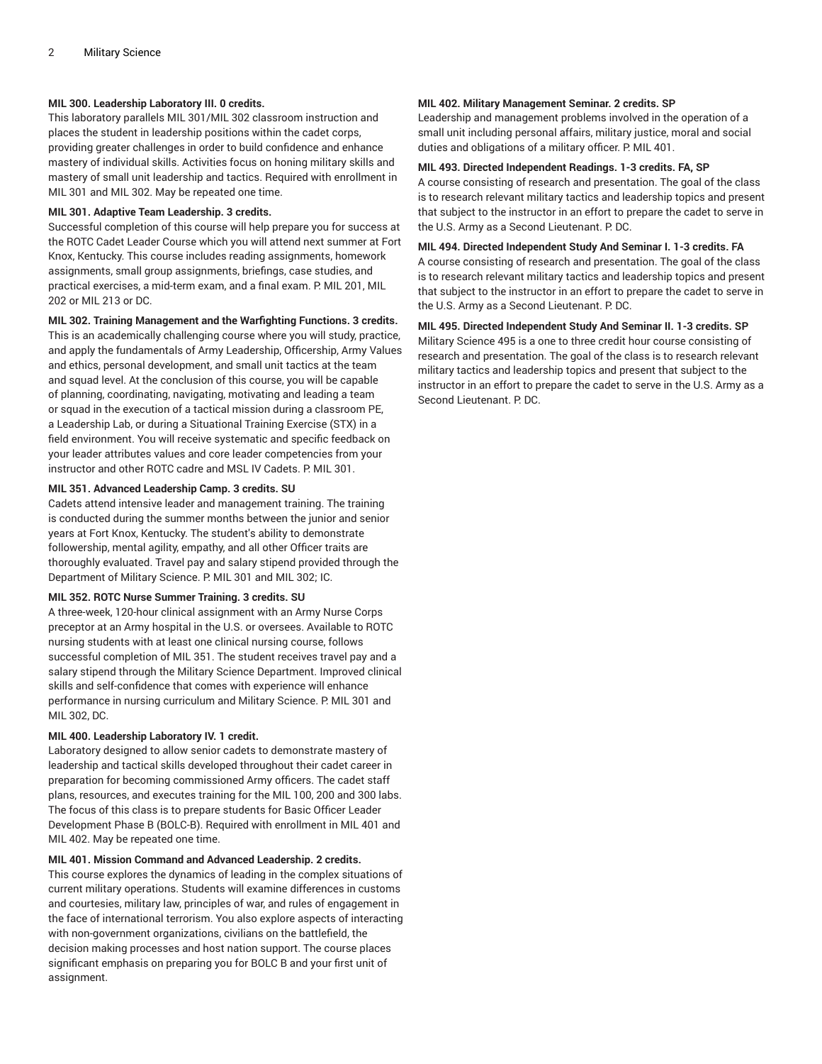**MIL 300. Leadership Laboratory III. 0 credits.**
This laboratory parallels MIL 301/MIL 302 classroom instruction and places the student in leadership positions within the cadet corps, providing greater challenges in order to build confidence and enhance mastery of individual skills. Activities focus on honing military skills and mastery of small unit leadership and tactics. Required with enrollment in MIL 301 and MIL 302. May be repeated one time.

**MIL 301. Adaptive Team Leadership. 3 credits.**
Successful completion of this course will help prepare you for success at the ROTC Cadet Leader Course which you will attend next summer at Fort Knox, Kentucky. This course includes reading assignments, homework assignments, small group assignments, briefings, case studies, and practical exercises, a mid-term exam, and a final exam. P. MIL 201, MIL 202 or MIL 213 or DC.

**MIL 302. Training Management and the Warfighting Functions. 3 credits.**
This is an academically challenging course where you will study, practice, and apply the fundamentals of Army Leadership, Officership, Army Values and ethics, personal development, and small unit tactics at the team and squad level. At the conclusion of this course, you will be capable of planning, coordinating, navigating, motivating and leading a team or squad in the execution of a tactical mission during a classroom PE, a Leadership Lab, or during a Situational Training Exercise (STX) in a field environment. You will receive systematic and specific feedback on your leader attributes values and core leader competencies from your instructor and other ROTC cadre and MSL IV Cadets. P. MIL 301.

**MIL 351. Advanced Leadership Camp. 3 credits. SU**
Cadets attend intensive leader and management training. The training is conducted during the summer months between the junior and senior years at Fort Knox, Kentucky. The student's ability to demonstrate followership, mental agility, empathy, and all other Officer traits are thoroughly evaluated. Travel pay and salary stipend provided through the Department of Military Science. P. MIL 301 and MIL 302; IC.

**MIL 352. ROTC Nurse Summer Training. 3 credits. SU**
A three-week, 120-hour clinical assignment with an Army Nurse Corps preceptor at an Army hospital in the U.S. or oversees. Available to ROTC nursing students with at least one clinical nursing course, follows successful completion of MIL 351. The student receives travel pay and a salary stipend through the Military Science Department. Improved clinical skills and self-confidence that comes with experience will enhance performance in nursing curriculum and Military Science. P. MIL 301 and MIL 302, DC.

**MIL 400. Leadership Laboratory IV. 1 credit.**
Laboratory designed to allow senior cadets to demonstrate mastery of leadership and tactical skills developed throughout their cadet career in preparation for becoming commissioned Army officers. The cadet staff plans, resources, and executes training for the MIL 100, 200 and 300 labs. The focus of this class is to prepare students for Basic Officer Leader Development Phase B (BOLC-B). Required with enrollment in MIL 401 and MIL 402. May be repeated one time.

**MIL 401. Mission Command and Advanced Leadership. 2 credits.**
This course explores the dynamics of leading in the complex situations of current military operations. Students will examine differences in customs and courtesies, military law, principles of war, and rules of engagement in the face of international terrorism. You also explore aspects of interacting with non-government organizations, civilians on the battlefield, the decision making processes and host nation support. The course places significant emphasis on preparing you for BOLC B and your first unit of assignment.

**MIL 402. Military Management Seminar. 2 credits. SP**
Leadership and management problems involved in the operation of a small unit including personal affairs, military justice, moral and social duties and obligations of a military officer. P. MIL 401.

**MIL 493. Directed Independent Readings. 1-3 credits. FA, SP**
A course consisting of research and presentation. The goal of the class is to research relevant military tactics and leadership topics and present that subject to the instructor in an effort to prepare the cadet to serve in the U.S. Army as a Second Lieutenant. P. DC.

**MIL 494. Directed Independent Study And Seminar I. 1-3 credits. FA**
A course consisting of research and presentation. The goal of the class is to research relevant military tactics and leadership topics and present that subject to the instructor in an effort to prepare the cadet to serve in the U.S. Army as a Second Lieutenant. P. DC.

**MIL 495. Directed Independent Study And Seminar II. 1-3 credits. SP**
Military Science 495 is a one to three credit hour course consisting of research and presentation. The goal of the class is to research relevant military tactics and leadership topics and present that subject to the instructor in an effort to prepare the cadet to serve in the U.S. Army as a Second Lieutenant. P. DC.